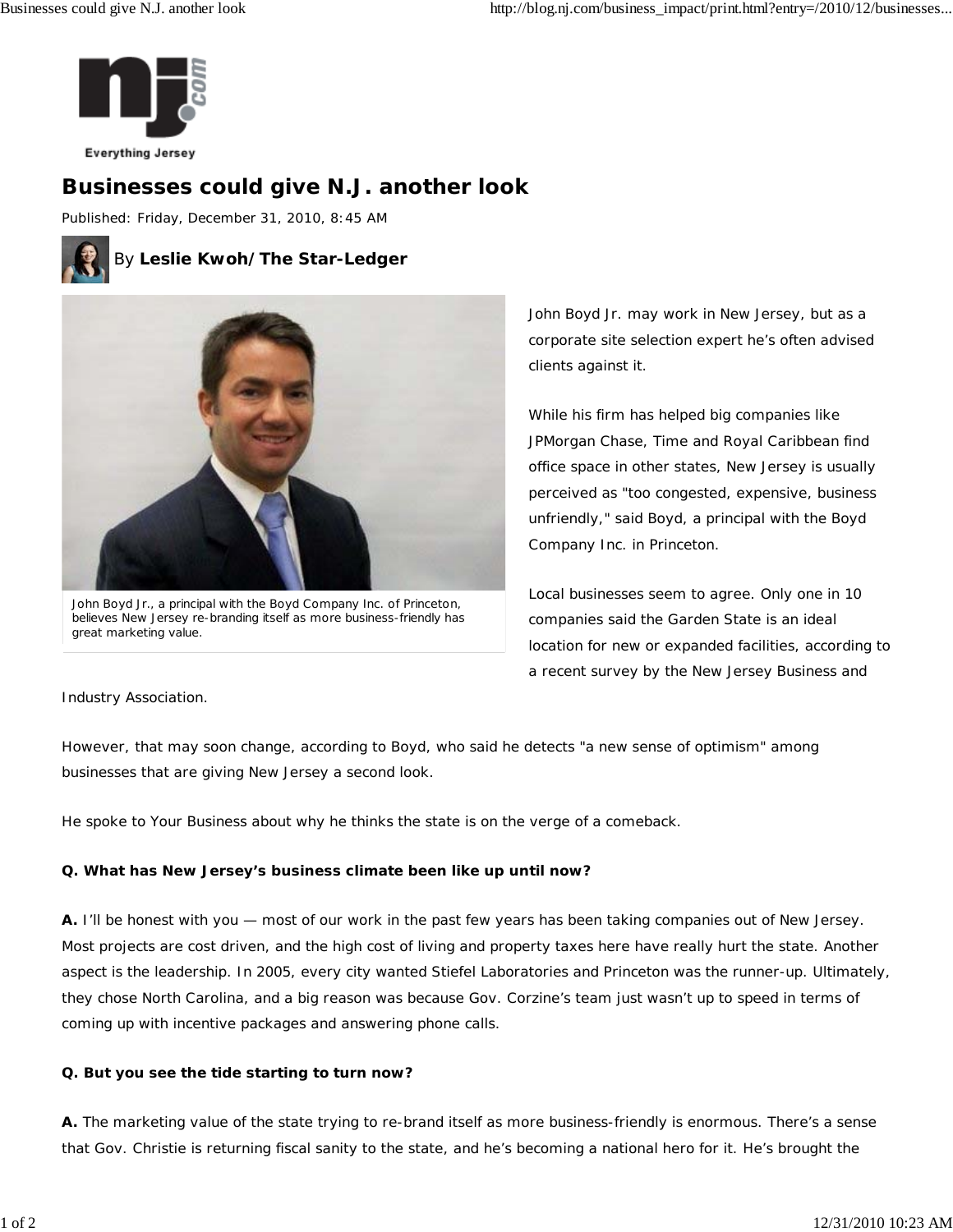# Businesses could give N.J. another look

Published: Friday, December 31, 2010, 8:45 AM

By **Leslie Kwoh/The Star-Ledger**

John Boyd Jr., a principal with the Boyd Company Inc. of Princeton, believes New Jersey re-branding itself as more business-friendly has great marketing value.

John Boyd Jr. may work in New Jersey, but as a corporate site selection expert he's often advised clients against it.

While his firm has helped big companies like JPMorgan Chase, Time and Royal Caribbean find office space in other states, New Jersey is usually perceived as "too congested, expensive, business unfriendly," said Boyd, a principal with the Boyd Company Inc. in Princeton.

Local businesses seem to agree. Only one in 10 companies said the Garden State is an ideal location for new or expanded facilities, according to a recent survey by the New Jersey Business and Industry Association.

However, that may soon change, according to Boyd, who said he detects "a new sense of optimism" among businesses that are giving New Jersey a second look.

He spoke to Your Business about why he thinks the state is on the verge of a comeback.

**Q. What has New Jersey's business climate been like up until now?**

**A.** I'll be honest with you — most of our work in the past few years has been taking companies out of New Jersey. Most projects are cost driven, and the high cost of living and property taxes here have really hurt the state. Another aspect is the leadership. In 2005, every city wanted Stiefel Laboratories and Princeton was the runner-up. Ultimately, they chose North Carolina, and a big reason was because Gov. Corzine's team just wasn't up to speed in terms of coming up with incentive packages and answering phone calls.

**Q. But you see the tide starting to turn now?**

**A.** The marketing value of the state trying to re-brand itself as more business-friendly is enormous. There's a sense that Gov. Christie is returning fiscal sanity to the state, and he's becoming a national hero for it. He's brought the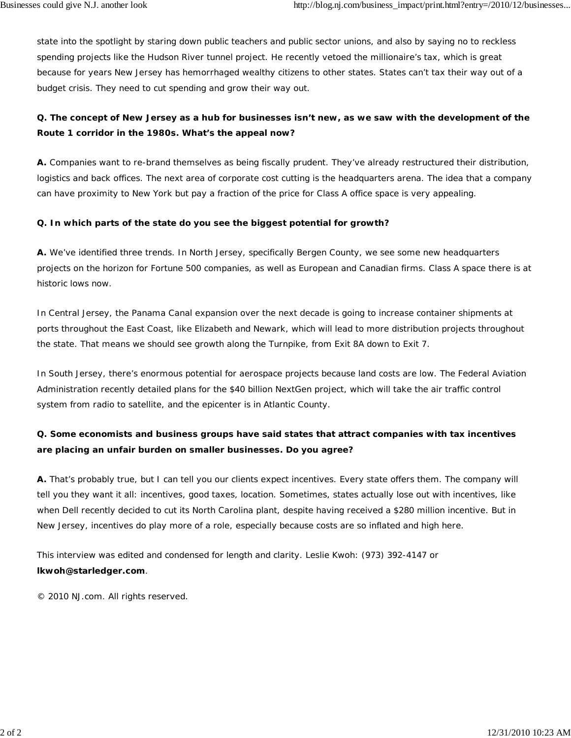state into the spotlight by staring down public teachers and public sector unions, and also by saying no to reckless spending projects like the Hudson River tunnel project. He recently vetoed the millionaire's tax, which is great because for years New Jersey has hemorrhaged wealthy citizens to other states. States can't tax their way out of a budget crisis. They need to cut spending and grow their way out.

**Q. The concept of New Jersey as a hub for businesses isn't new, as we saw with the development of the Route 1 corridor in the 1980s. What's the appeal now?**

**A.** Companies want to re-brand themselves as being fiscally prudent. They've already restructured their distribution, logistics and back offices. The next area of corporate cost cutting is the headquarters arena. The idea that a company can have proximity to New York but pay a fraction of the price for Class A office space is very appealing.

**Q. In which parts of the state do you see the biggest potential for growth?**

**A.** We've identified three trends. In North Jersey, specifically Bergen County, we see some new headquarters projects on the horizon for Fortune 500 companies, as well as European and Canadian firms. Class A space there is at historic lows now.

In Central Jersey, the Panama Canal expansion over the next decade is going to increase container shipments at ports throughout the East Coast, like Elizabeth and Newark, which will lead to more distribution projects throughout the state. That means we should see growth along the Turnpike, from Exit 8A down to Exit 7.

In South Jersey, there's enormous potential for aerospace projects because land costs are low. The Federal Aviation Administration recently detailed plans for the $40 billion NextGen project, which will take the air traffic control system from radio to satellite, and the epicenter is in Atlantic County.

**Q. Some economists and business groups have said states that attract companies with tax incentives are placing an unfair burden on smaller businesses. Do you agree?**

**A.** That's probably true, but I can tell you our clients expect incentives. Every state offers them. The company will tell you they want it all: incentives, good taxes, location. Sometimes, states actually lose out with incentives, like when Dell recently decided to cut its North Carolina plant, despite having received a $280 million incentive. But in New Jersey, incentives do play more of a role, especially because costs are so inflated and high here.

This interview was edited and condensed for length and clarity. Leslie Kwoh: (973) 392-4147 or **lkwoh@starledger.com**.

© 2010 NJ.com. All rights reserved.